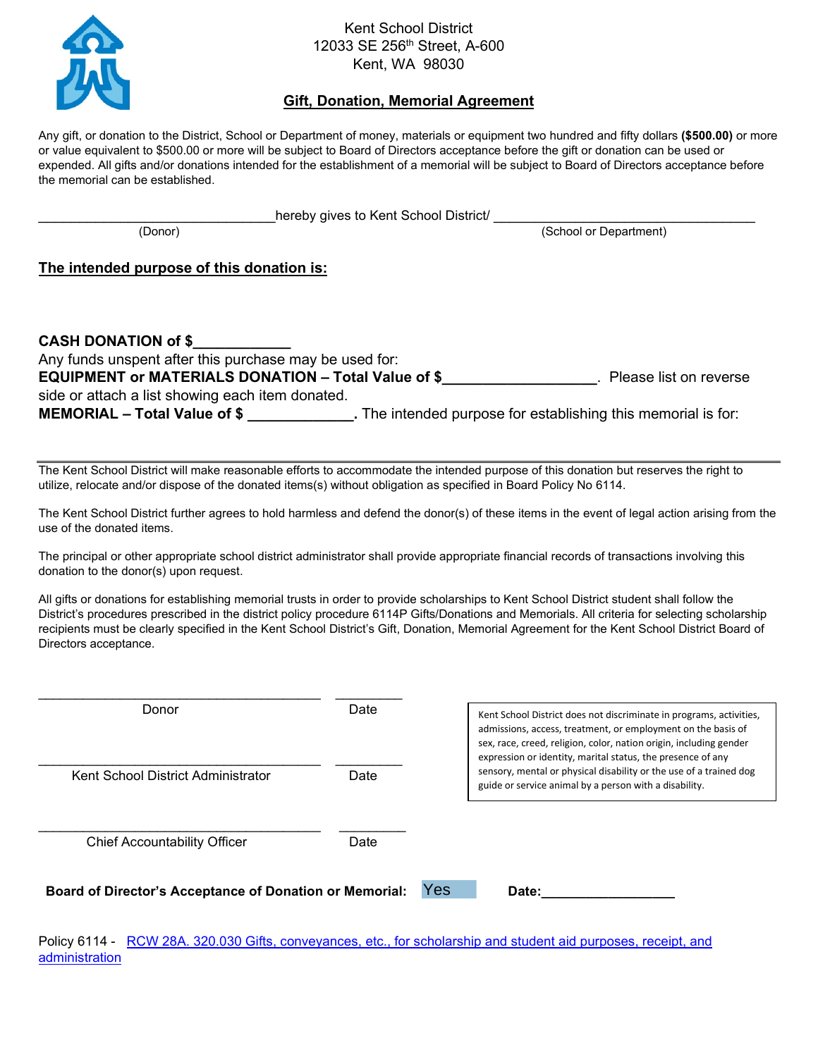Kent School District
12033 SE 256th Street, A-600
Kent, WA 98030

## Gift, Donation, Memorial Agreement

Any gift, or donation to the District, School or Department of money, materials or equipment two hundred and fifty dollars **($500.00)** or more or value equivalent to $500.00 or more will be subject to Board of Directors acceptance before the gift or donation can be used or expended. All gifts and/or donations intended for the establishment of a memorial will be subject to Board of Directors acceptance before the memorial can be established.

_______________________________ hereby gives to Kent School District/ ___________________________________
(Donor) (School or Department)

**The intended purpose of this donation is:**

**CASH DONATION of $____________**
Any funds unspent after this purchase may be used for:
**EQUIPMENT or MATERIALS DONATION – Total Value of $__________________.** Please list on reverse side or attach a list showing each item donated.
**MEMORIAL – Total Value of $ _____________.** The intended purpose for establishing this memorial is for:

---

The Kent School District will make reasonable efforts to accommodate the intended purpose of this donation but reserves the right to utilize, relocate and/or dispose of the donated items(s) without obligation as specified in Board Policy No 6114.

The Kent School District further agrees to hold harmless and defend the donor(s) of these items in the event of legal action arising from the use of the donated items.

The principal or other appropriate school district administrator shall provide appropriate financial records of transactions involving this donation to the donor(s) upon request.

All gifts or donations for establishing memorial trusts in order to provide scholarships to Kent School District student shall follow the District's procedures prescribed in the district policy procedure 6114P Gifts/Donations and Memorials. All criteria for selecting scholarship recipients must be clearly specified in the Kent School District's Gift, Donation, Memorial Agreement for the Kent School District Board of Directors acceptance.

_____________________________________ _________
Donor Date

_____________________________________ _________
Kent School District Administrator Date

_____________________________________ _________
Chief Accountability Officer Date

Kent School District does not discriminate in programs, activities, admissions, access, treatment, or employment on the basis of sex, race, creed, religion, color, nation origin, including gender expression or identity, marital status, the presence of any sensory, mental or physical disability or the use of a trained dog guide or service animal by a person with a disability.

**Board of Director's Acceptance of Donation or Memorial:** Yes **Date:**_________________

Policy 6114 - [RCW 28A. 320.030 Gifts, conveyances, etc., for scholarship and student aid purposes, receipt, and administration]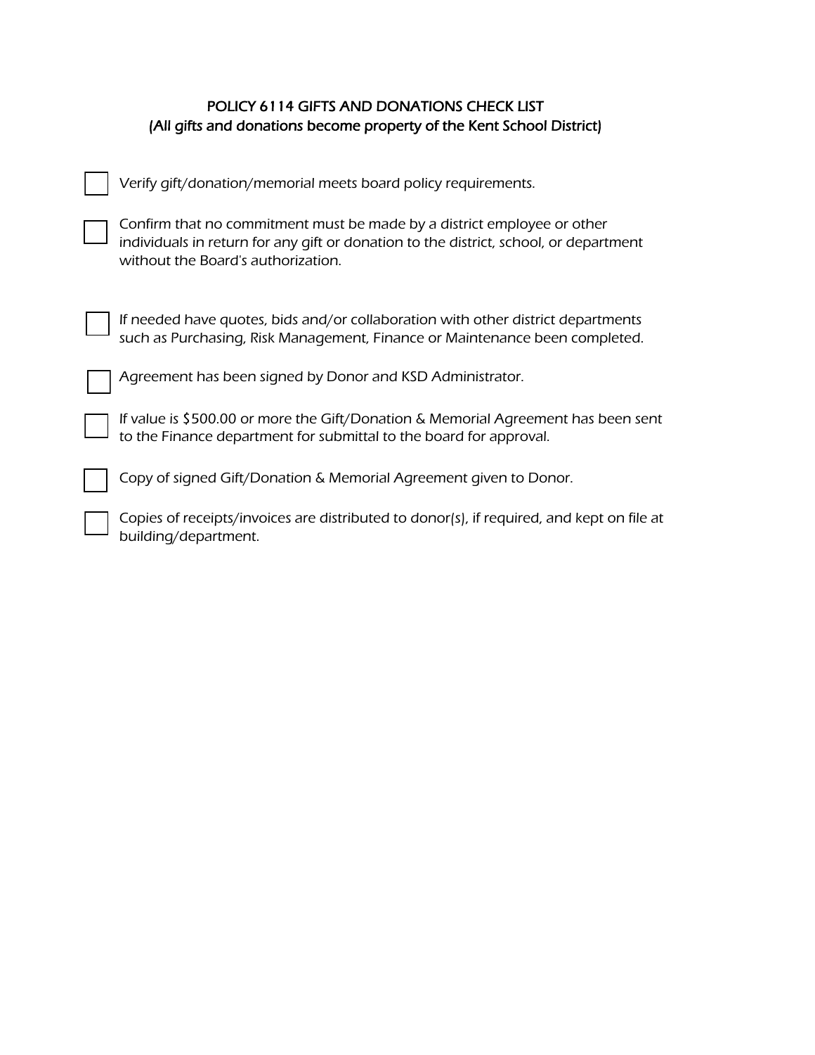# POLICY 6114 GIFTS AND DONATIONS CHECK LIST

## (All gifts and donations become property of the Kent School District)

- [ ] Verify gift/donation/memorial meets board policy requirements.
- [ ] Confirm that no commitment must be made by a district employee or other individuals in return for any gift or donation to the district, school, or department without the Board's authorization.
- [ ] If needed have quotes, bids and/or collaboration with other district departments such as Purchasing, Risk Management, Finance or Maintenance been completed.
- [ ] Agreement has been signed by Donor and KSD Administrator.
- [ ] If value is $500.00 or more the Gift/Donation & Memorial Agreement has been sent to the Finance department for submittal to the board for approval.
- [ ] Copy of signed Gift/Donation & Memorial Agreement given to Donor.
- [ ] Copies of receipts/invoices are distributed to donor(s), if required, and kept on file at building/department.